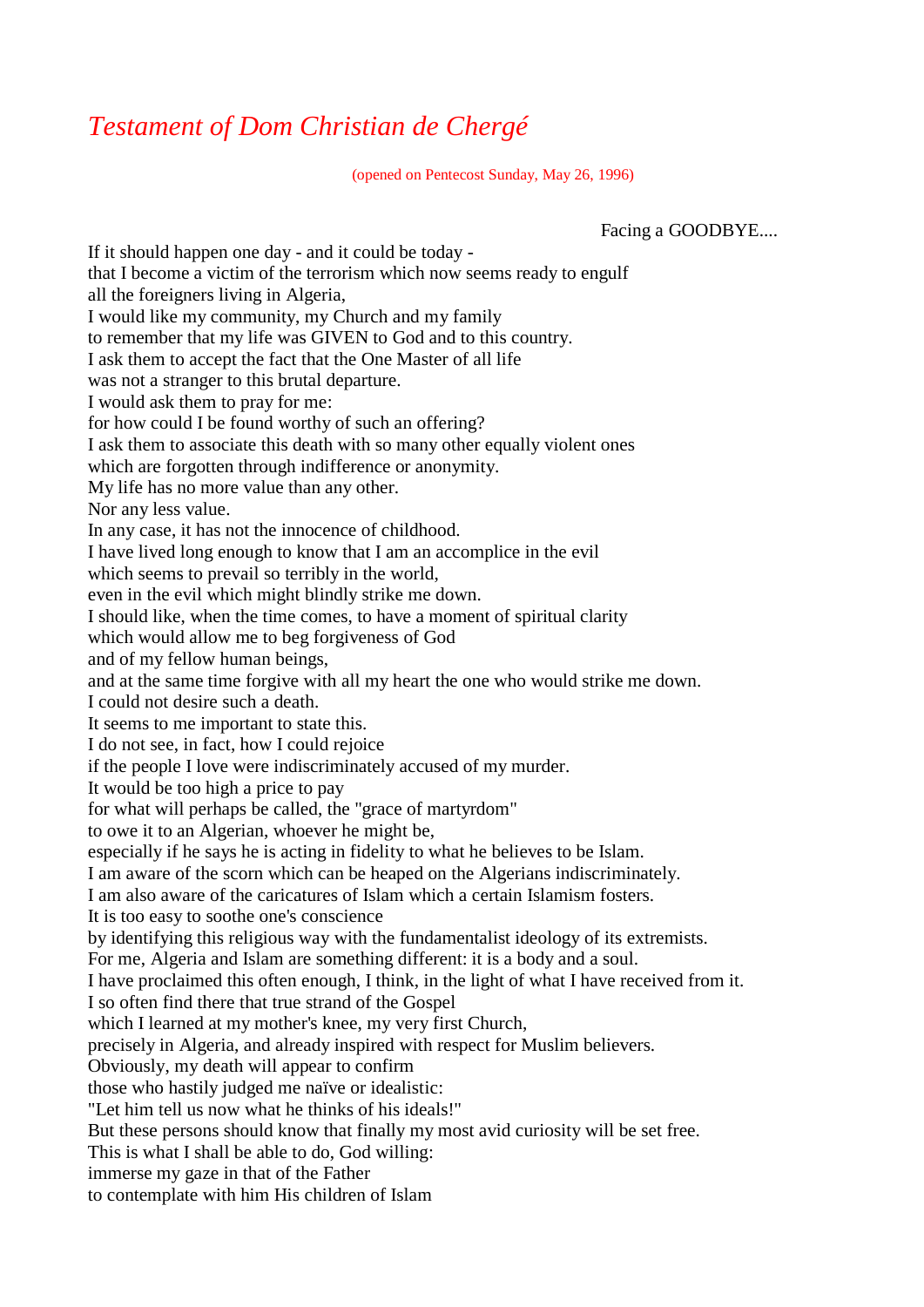# *Testament of Dom Christian de Chergé*

(opened on Pentecost Sunday, May 26, 1996)

Facing a GOODBYE....

If it should happen one day - and it could be today -
that I become a victim of the terrorism which now seems ready to engulf
all the foreigners living in Algeria,
I would like my community, my Church and my family
to remember that my life was GIVEN to God and to this country.
I ask them to accept the fact that the One Master of all life
was not a stranger to this brutal departure.
I would ask them to pray for me:
for how could I be found worthy of such an offering?
I ask them to associate this death with so many other equally violent ones
which are forgotten through indifference or anonymity.
My life has no more value than any other.
Nor any less value.
In any case, it has not the innocence of childhood.
I have lived long enough to know that I am an accomplice in the evil
which seems to prevail so terribly in the world,
even in the evil which might blindly strike me down.
I should like, when the time comes, to have a moment of spiritual clarity
which would allow me to beg forgiveness of God
and of my fellow human beings,
and at the same time forgive with all my heart the one who would strike me down.
I could not desire such a death.
It seems to me important to state this.
I do not see, in fact, how I could rejoice
if the people I love were indiscriminately accused of my murder.
It would be too high a price to pay
for what will perhaps be called, the "grace of martyrdom"
to owe it to an Algerian, whoever he might be,
especially if he says he is acting in fidelity to what he believes to be Islam.
I am aware of the scorn which can be heaped on the Algerians indiscriminately.
I am also aware of the caricatures of Islam which a certain Islamism fosters.
It is too easy to soothe one's conscience
by identifying this religious way with the fundamentalist ideology of its extremists.
For me, Algeria and Islam are something different: it is a body and a soul.
I have proclaimed this often enough, I think, in the light of what I have received from it.
I so often find there that true strand of the Gospel
which I learned at my mother's knee, my very first Church,
precisely in Algeria, and already inspired with respect for Muslim believers.
Obviously, my death will appear to confirm
those who hastily judged me naïve or idealistic:
"Let him tell us now what he thinks of his ideals!"
But these persons should know that finally my most avid curiosity will be set free.
This is what I shall be able to do, God willing:
immerse my gaze in that of the Father
to contemplate with him His children of Islam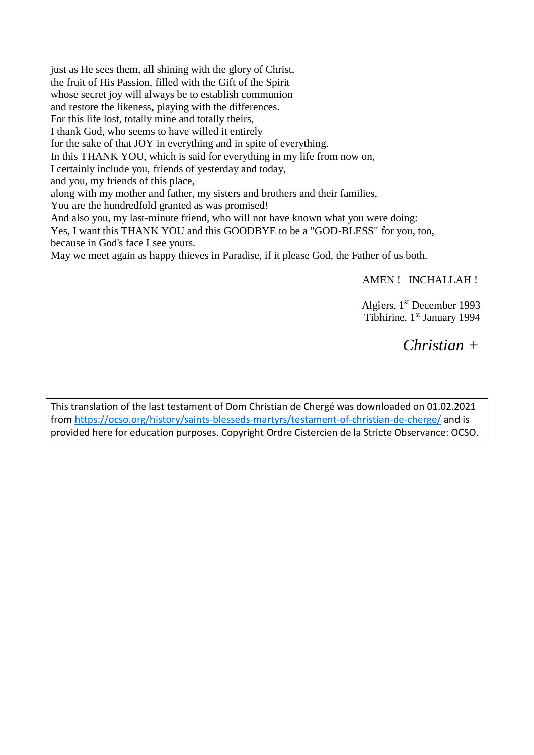just as He sees them, all shining with the glory of Christ,
the fruit of His Passion, filled with the Gift of the Spirit
whose secret joy will always be to establish communion
and restore the likeness, playing with the differences.
For this life lost, totally mine and totally theirs,
I thank God, who seems to have willed it entirely
for the sake of that JOY in everything and in spite of everything.
In this THANK YOU, which is said for everything in my life from now on,
I certainly include you, friends of yesterday and today,
and you, my friends of this place,
along with my mother and father, my sisters and brothers and their families,
You are the hundredfold granted as was promised!
And also you, my last-minute friend, who will not have known what you were doing:
Yes, I want this THANK YOU and this GOODBYE to be a "GOD-BLESS" for you, too,
because in God's face I see yours.
May we meet again as happy thieves in Paradise, if it please God, the Father of us both.

AMEN ! INCHALLAH !

Algiers, 1st December 1993
Tibhirine, 1st January 1994

*Christian +*

This translation of the last testament of Dom Christian de Chergé was downloaded on 01.02.2021 from https://ocso.org/history/saints-blesseds-martyrs/testament-of-christian-de-cherge/ and is provided here for education purposes. Copyright Ordre Cistercien de la Stricte Observance: OCSO.